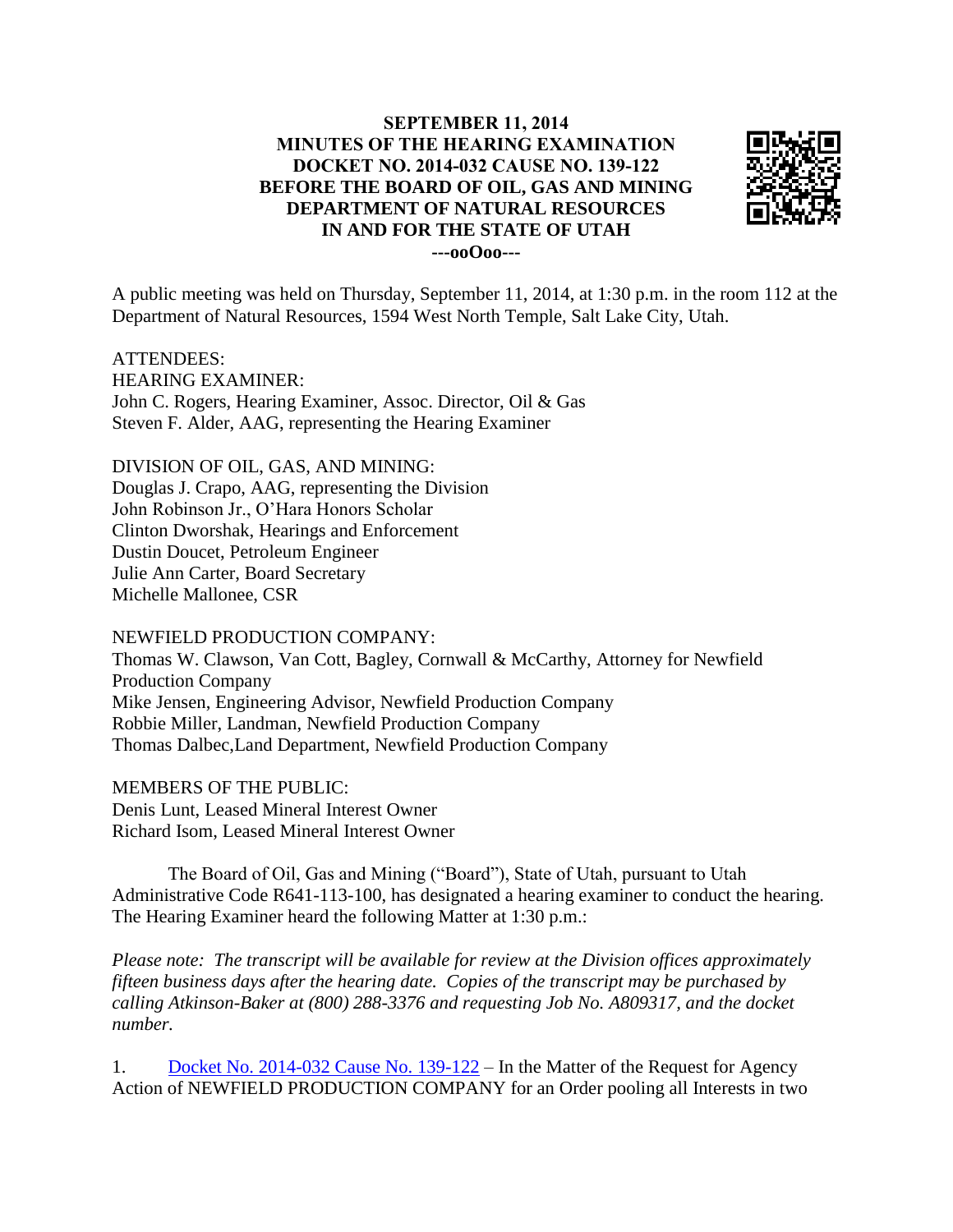# SEPTEMBER 11, 2014
# MINUTES OF THE HEARING EXAMINATION
# DOCKET NO. 2014-032 CAUSE NO. 139-122
# BEFORE THE BOARD OF OIL, GAS AND MINING
# DEPARTMENT OF NATURAL RESOURCES
# IN AND FOR THE STATE OF UTAH

**---ooOoo---**

A public meeting was held on Thursday, September 11, 2014, at 1:30 p.m. in the room 112 at the Department of Natural Resources, 1594 West North Temple, Salt Lake City, Utah.

ATTENDEES:
HEARING EXAMINER:
John C. Rogers, Hearing Examiner, Assoc. Director, Oil & Gas
Steven F. Alder, AAG, representing the Hearing Examiner

DIVISION OF OIL, GAS, AND MINING:
Douglas J. Crapo, AAG, representing the Division
John Robinson Jr., O'Hara Honors Scholar
Clinton Dworshak, Hearings and Enforcement
Dustin Doucet, Petroleum Engineer
Julie Ann Carter, Board Secretary
Michelle Mallonee, CSR

NEWFIELD PRODUCTION COMPANY:
Thomas W. Clawson, Van Cott, Bagley, Cornwall & McCarthy, Attorney for Newfield Production Company
Mike Jensen, Engineering Advisor, Newfield Production Company
Robbie Miller, Landman, Newfield Production Company
Thomas Dalbec,Land Department, Newfield Production Company

MEMBERS OF THE PUBLIC:
Denis Lunt, Leased Mineral Interest Owner
Richard Isom, Leased Mineral Interest Owner

The Board of Oil, Gas and Mining ("Board"), State of Utah, pursuant to Utah Administrative Code R641-113-100, has designated a hearing examiner to conduct the hearing. The Hearing Examiner heard the following Matter at 1:30 p.m.:

*Please note: The transcript will be available for review at the Division offices approximately fifteen business days after the hearing date. Copies of the transcript may be purchased by calling Atkinson-Baker at (800) 288-3376 and requesting Job No. A809317, and the docket number.*

1. Docket No. 2014-032 Cause No. 139-122 – In the Matter of the Request for Agency Action of NEWFIELD PRODUCTION COMPANY for an Order pooling all Interests in two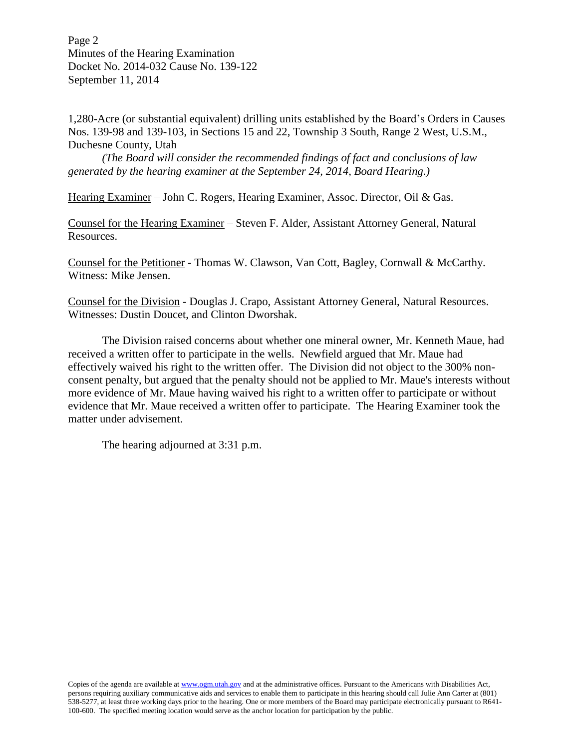1,280-Acre (or substantial equivalent) drilling units established by the Board's Orders in Causes Nos. 139-98 and 139-103, in Sections 15 and 22, Township 3 South, Range 2 West, U.S.M., Duchesne County, Utah

*(The Board will consider the recommended findings of fact and conclusions of law generated by the hearing examiner at the September 24, 2014, Board Hearing.)*

Hearing Examiner – John C. Rogers, Hearing Examiner, Assoc. Director, Oil & Gas.

Counsel for the Hearing Examiner – Steven F. Alder, Assistant Attorney General, Natural Resources.

Counsel for the Petitioner - Thomas W. Clawson, Van Cott, Bagley, Cornwall & McCarthy. Witness: Mike Jensen.

Counsel for the Division - Douglas J. Crapo, Assistant Attorney General, Natural Resources. Witnesses: Dustin Doucet, and Clinton Dworshak.

The Division raised concerns about whether one mineral owner, Mr. Kenneth Maue, had received a written offer to participate in the wells. Newfield argued that Mr. Maue had effectively waived his right to the written offer. The Division did not object to the 300% non-consent penalty, but argued that the penalty should not be applied to Mr. Maue's interests without more evidence of Mr. Maue having waived his right to a written offer to participate or without evidence that Mr. Maue received a written offer to participate. The Hearing Examiner took the matter under advisement.

The hearing adjourned at 3:31 p.m.

Copies of the agenda are available at www.ogm.utah.gov and at the administrative offices. Pursuant to the Americans with Disabilities Act, persons requiring auxiliary communicative aids and services to enable them to participate in this hearing should call Julie Ann Carter at (801) 538-5277, at least three working days prior to the hearing. One or more members of the Board may participate electronically pursuant to R641-100-600. The specified meeting location would serve as the anchor location for participation by the public.